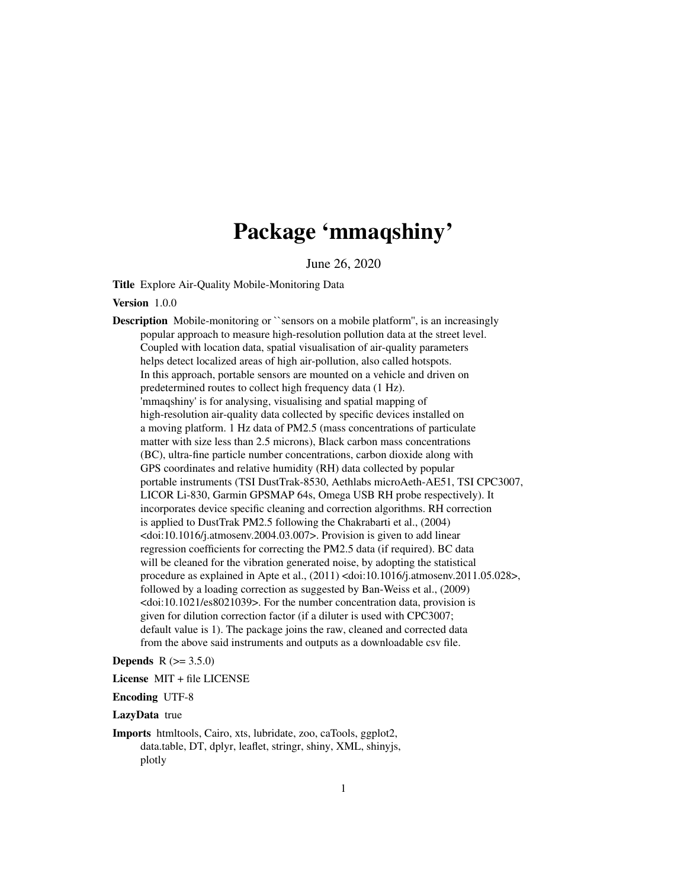# Package 'mmaqshiny'

June 26, 2020

**Title** Explore Air-Quality Mobile-Monitoring Data

**Version** 1.0.0

**Description** Mobile-monitoring or ``sensors on a mobile platform'', is an increasingly popular approach to measure high-resolution pollution data at the street level. Coupled with location data, spatial visualisation of air-quality parameters helps detect localized areas of high air-pollution, also called hotspots. In this approach, portable sensors are mounted on a vehicle and driven on predetermined routes to collect high frequency data (1 Hz). 'mmaqshiny' is for analysing, visualising and spatial mapping of high-resolution air-quality data collected by specific devices installed on a moving platform. 1 Hz data of PM2.5 (mass concentrations of particulate matter with size less than 2.5 microns), Black carbon mass concentrations (BC), ultra-fine particle number concentrations, carbon dioxide along with GPS coordinates and relative humidity (RH) data collected by popular portable instruments (TSI DustTrak-8530, Aethlabs microAeth-AE51, TSI CPC3007, LICOR Li-830, Garmin GPSMAP 64s, Omega USB RH probe respectively). It incorporates device specific cleaning and correction algorithms. RH correction is applied to DustTrak PM2.5 following the Chakrabarti et al., (2004) <doi:10.1016/j.atmosenv.2004.03.007>. Provision is given to add linear regression coefficients for correcting the PM2.5 data (if required). BC data will be cleaned for the vibration generated noise, by adopting the statistical procedure as explained in Apte et al., (2011) <doi:10.1016/j.atmosenv.2011.05.028>, followed by a loading correction as suggested by Ban-Weiss et al., (2009) <doi:10.1021/es8021039>. For the number concentration data, provision is given for dilution correction factor (if a diluter is used with CPC3007; default value is 1). The package joins the raw, cleaned and corrected data from the above said instruments and outputs as a downloadable csv file.

**Depends** R (>= 3.5.0)

**License** MIT + file LICENSE

**Encoding** UTF-8

**LazyData** true

**Imports** htmltools, Cairo, xts, lubridate, zoo, caTools, ggplot2, data.table, DT, dplyr, leaflet, stringr, shiny, XML, shinyjs, plotly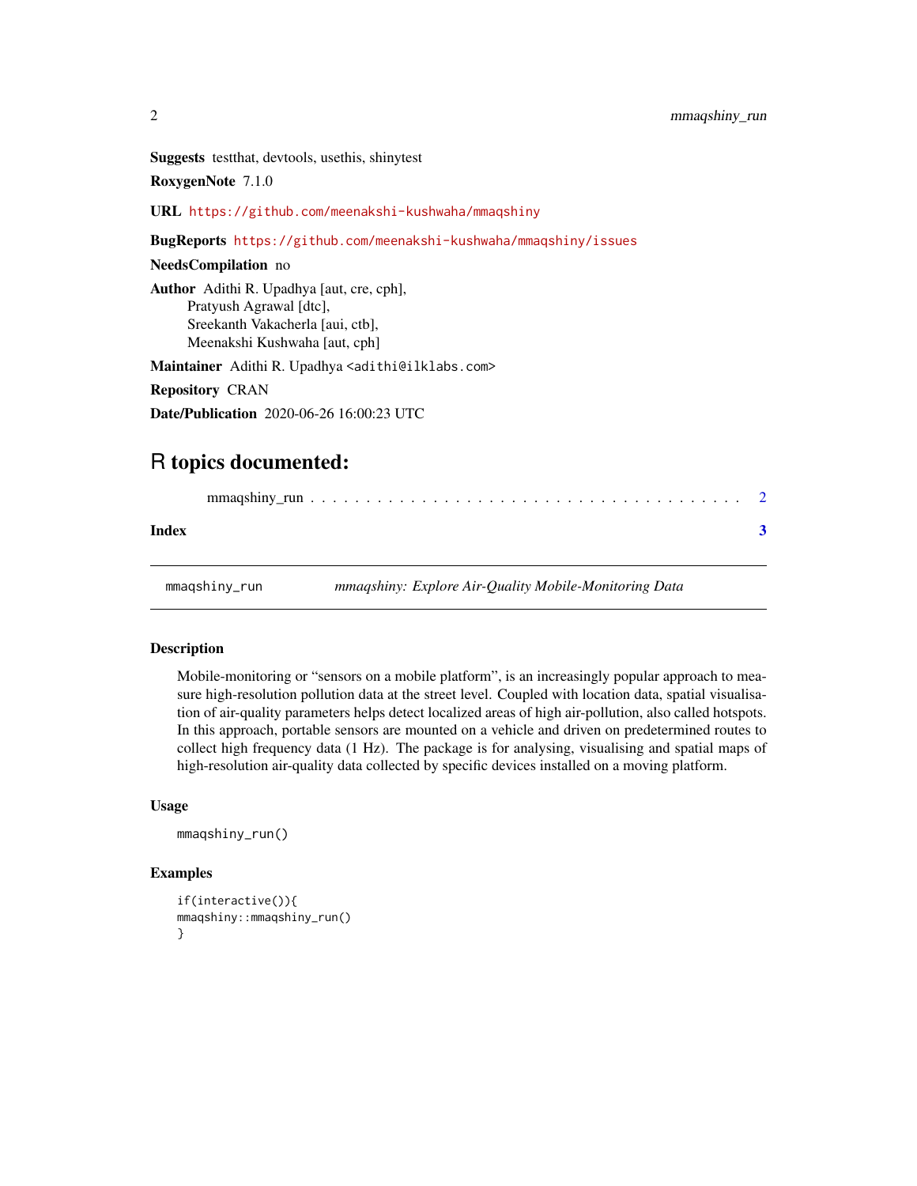**Suggests** testthat, devtools, usethis, shinytest

**RoxygenNote** 7.1.0

**URL** https://github.com/meenakshi-kushwaha/mmaqshiny

**BugReports** https://github.com/meenakshi-kushwaha/mmaqshiny/issues

**NeedsCompilation** no

**Author** Adithi R. Upadhya [aut, cre, cph],
Pratyush Agrawal [dtc],
Sreekanth Vakacherla [aui, ctb],
Meenakshi Kushwaha [aut, cph]

**Maintainer** Adithi R. Upadhya <adithi@ilklabs.com>

**Repository** CRAN

**Date/Publication** 2020-06-26 16:00:23 UTC

# R topics documented:

mmaqshiny_run . . . . . . . . . . . . . . . . . . . . . . . . . . . . . . . . . . . . . . 2

**Index** 3

---

`mmaqshiny_run` *mmaqshiny: Explore Air-Quality Mobile-Monitoring Data*

---

## Description

Mobile-monitoring or "sensors on a mobile platform", is an increasingly popular approach to measure high-resolution pollution data at the street level. Coupled with location data, spatial visualisation of air-quality parameters helps detect localized areas of high air-pollution, also called hotspots. In this approach, portable sensors are mounted on a vehicle and driven on predetermined routes to collect high frequency data (1 Hz). The package is for analysing, visualising and spatial maps of high-resolution air-quality data collected by specific devices installed on a moving platform.

## Usage

```
mmaqshiny_run()
```

## Examples

```
if(interactive()){
mmaqshiny::mmaqshiny_run()
}
```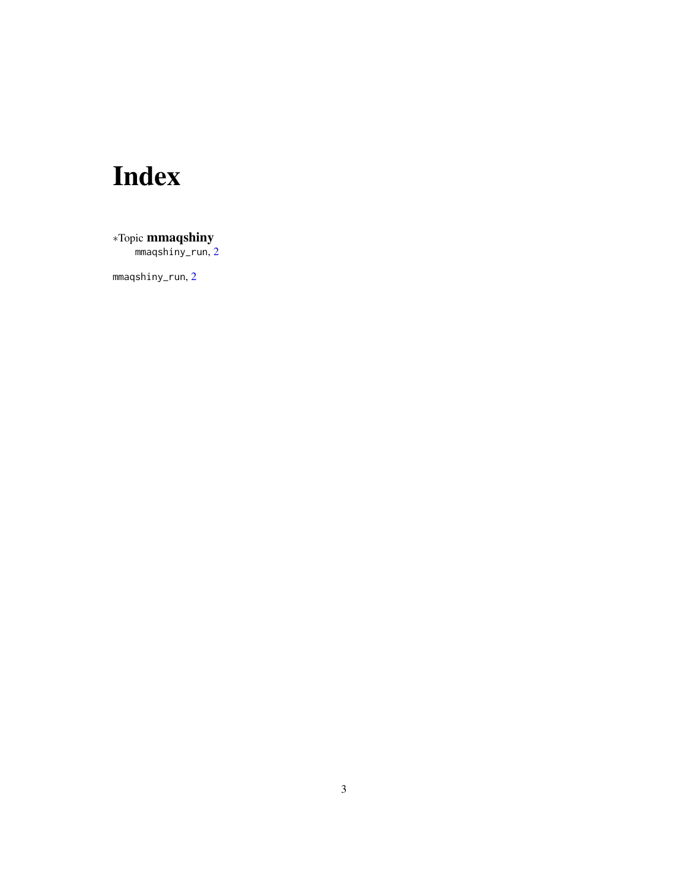# Index

∗Topic **mmaqshiny**
  mmaqshiny_run, 2

mmaqshiny_run, 2